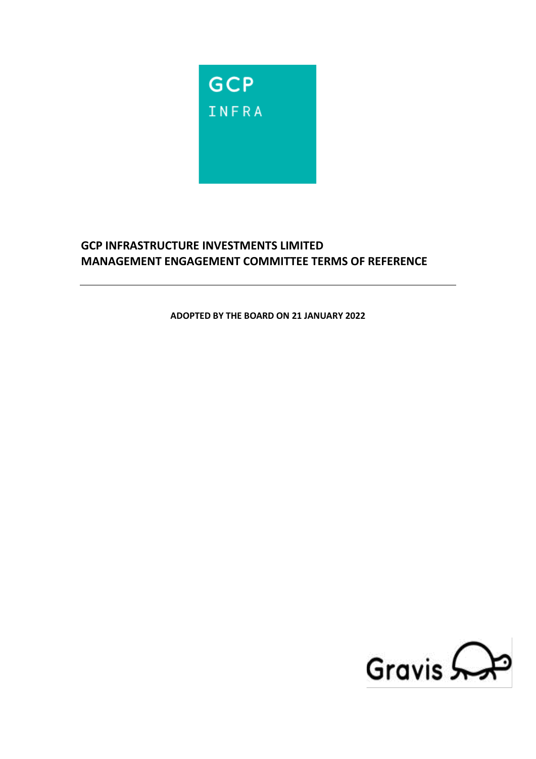GCP
INFRA

# GCP INFRASTRUCTURE INVESTMENTS LIMITED
# MANAGEMENT ENGAGEMENT COMMITTEE TERMS OF REFERENCE

---

**ADOPTED BY THE BOARD ON 21 JANUARY 2022**

Gravis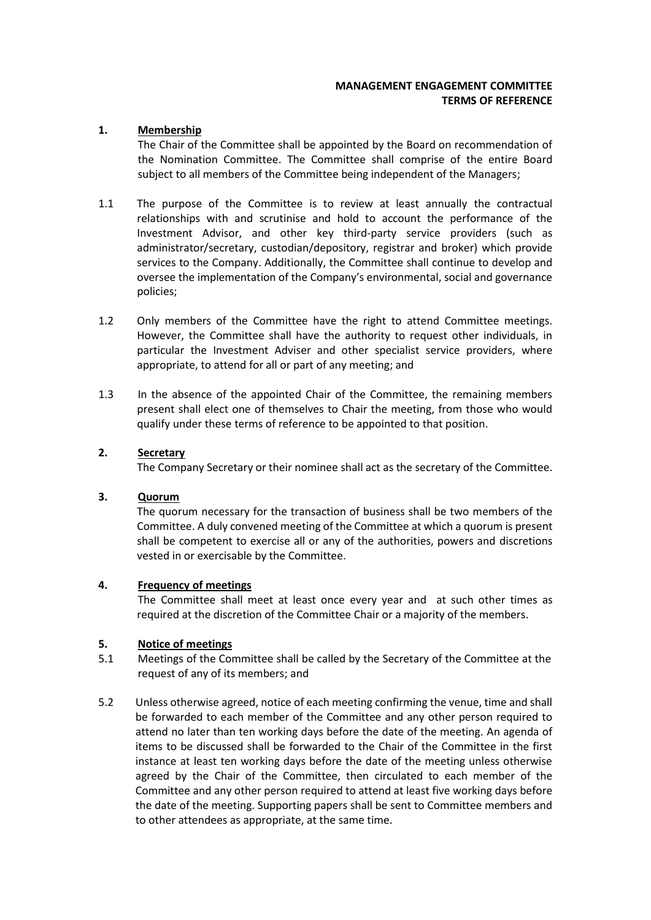**MANAGEMENT ENGAGEMENT COMMITTEE**
**TERMS OF REFERENCE**

**1. Membership**

The Chair of the Committee shall be appointed by the Board on recommendation of the Nomination Committee. The Committee shall comprise of the entire Board subject to all members of the Committee being independent of the Managers;

1.1 The purpose of the Committee is to review at least annually the contractual relationships with and scrutinise and hold to account the performance of the Investment Advisor, and other key third-party service providers (such as administrator/secretary, custodian/depository, registrar and broker) which provide services to the Company. Additionally, the Committee shall continue to develop and oversee the implementation of the Company's environmental, social and governance policies;

1.2 Only members of the Committee have the right to attend Committee meetings. However, the Committee shall have the authority to request other individuals, in particular the Investment Adviser and other specialist service providers, where appropriate, to attend for all or part of any meeting; and

1.3 In the absence of the appointed Chair of the Committee, the remaining members present shall elect one of themselves to Chair the meeting, from those who would qualify under these terms of reference to be appointed to that position.

**2. Secretary**

The Company Secretary or their nominee shall act as the secretary of the Committee.

**3. Quorum**

The quorum necessary for the transaction of business shall be two members of the Committee. A duly convened meeting of the Committee at which a quorum is present shall be competent to exercise all or any of the authorities, powers and discretions vested in or exercisable by the Committee.

**4. Frequency of meetings**

The Committee shall meet at least once every year and at such other times as required at the discretion of the Committee Chair or a majority of the members.

**5. Notice of meetings**

5.1 Meetings of the Committee shall be called by the Secretary of the Committee at the request of any of its members; and

5.2 Unless otherwise agreed, notice of each meeting confirming the venue, time and shall be forwarded to each member of the Committee and any other person required to attend no later than ten working days before the date of the meeting. An agenda of items to be discussed shall be forwarded to the Chair of the Committee in the first instance at least ten working days before the date of the meeting unless otherwise agreed by the Chair of the Committee, then circulated to each member of the Committee and any other person required to attend at least five working days before the date of the meeting. Supporting papers shall be sent to Committee members and to other attendees as appropriate, at the same time.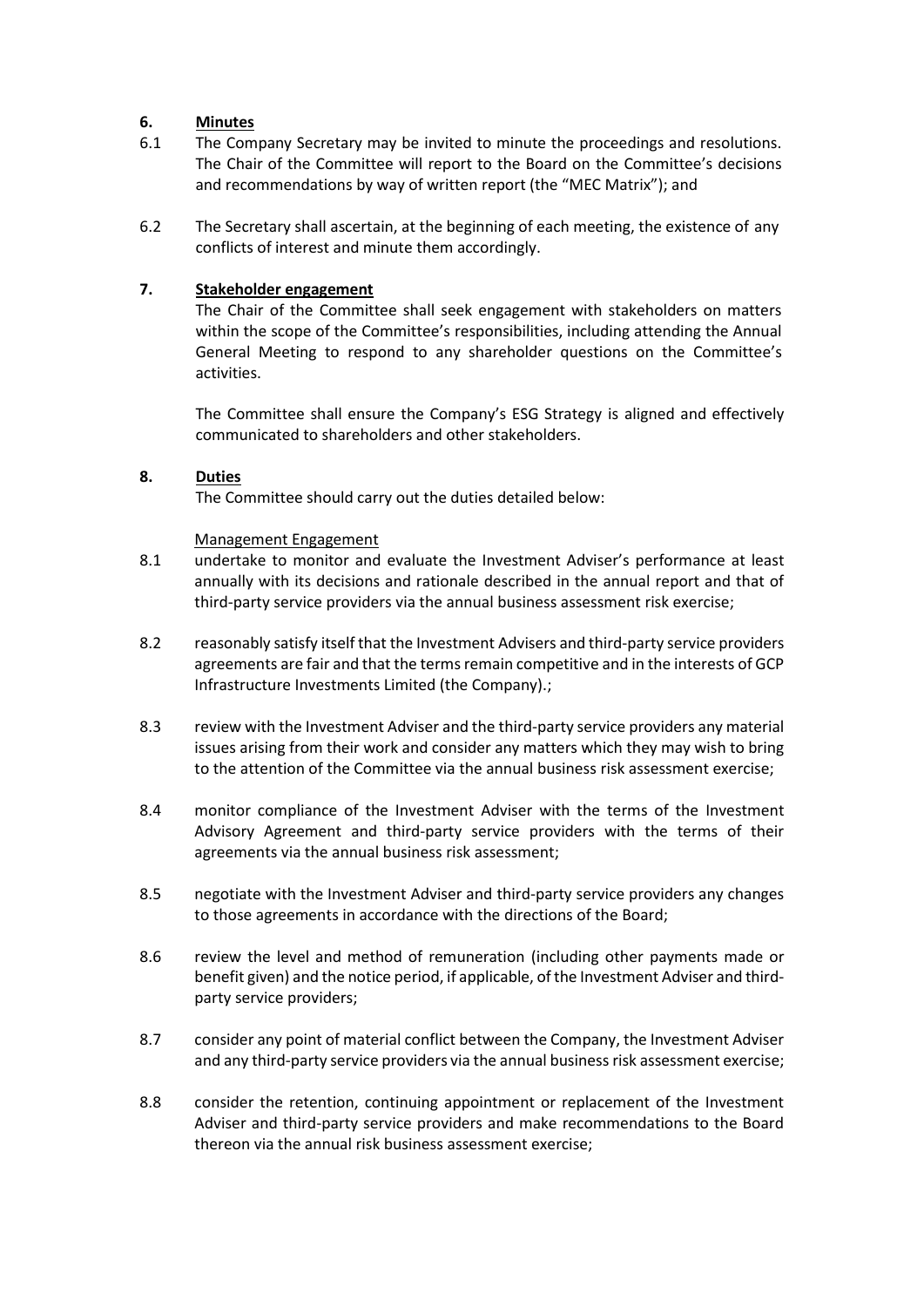## 6. Minutes

6.1 The Company Secretary may be invited to minute the proceedings and resolutions. The Chair of the Committee will report to the Board on the Committee's decisions and recommendations by way of written report (the "MEC Matrix"); and

6.2 The Secretary shall ascertain, at the beginning of each meeting, the existence of any conflicts of interest and minute them accordingly.

## 7. Stakeholder engagement

The Chair of the Committee shall seek engagement with stakeholders on matters within the scope of the Committee's responsibilities, including attending the Annual General Meeting to respond to any shareholder questions on the Committee's activities.

The Committee shall ensure the Company's ESG Strategy is aligned and effectively communicated to shareholders and other stakeholders.

## 8. Duties

The Committee should carry out the duties detailed below:

Management Engagement

8.1 undertake to monitor and evaluate the Investment Adviser's performance at least annually with its decisions and rationale described in the annual report and that of third-party service providers via the annual business assessment risk exercise;

8.2 reasonably satisfy itself that the Investment Advisers and third-party service providers agreements are fair and that the terms remain competitive and in the interests of GCP Infrastructure Investments Limited (the Company).;

8.3 review with the Investment Adviser and the third-party service providers any material issues arising from their work and consider any matters which they may wish to bring to the attention of the Committee via the annual business risk assessment exercise;

8.4 monitor compliance of the Investment Adviser with the terms of the Investment Advisory Agreement and third-party service providers with the terms of their agreements via the annual business risk assessment;

8.5 negotiate with the Investment Adviser and third-party service providers any changes to those agreements in accordance with the directions of the Board;

8.6 review the level and method of remuneration (including other payments made or benefit given) and the notice period, if applicable, of the Investment Adviser and third-party service providers;

8.7 consider any point of material conflict between the Company, the Investment Adviser and any third-party service providers via the annual business risk assessment exercise;

8.8 consider the retention, continuing appointment or replacement of the Investment Adviser and third-party service providers and make recommendations to the Board thereon via the annual risk business assessment exercise;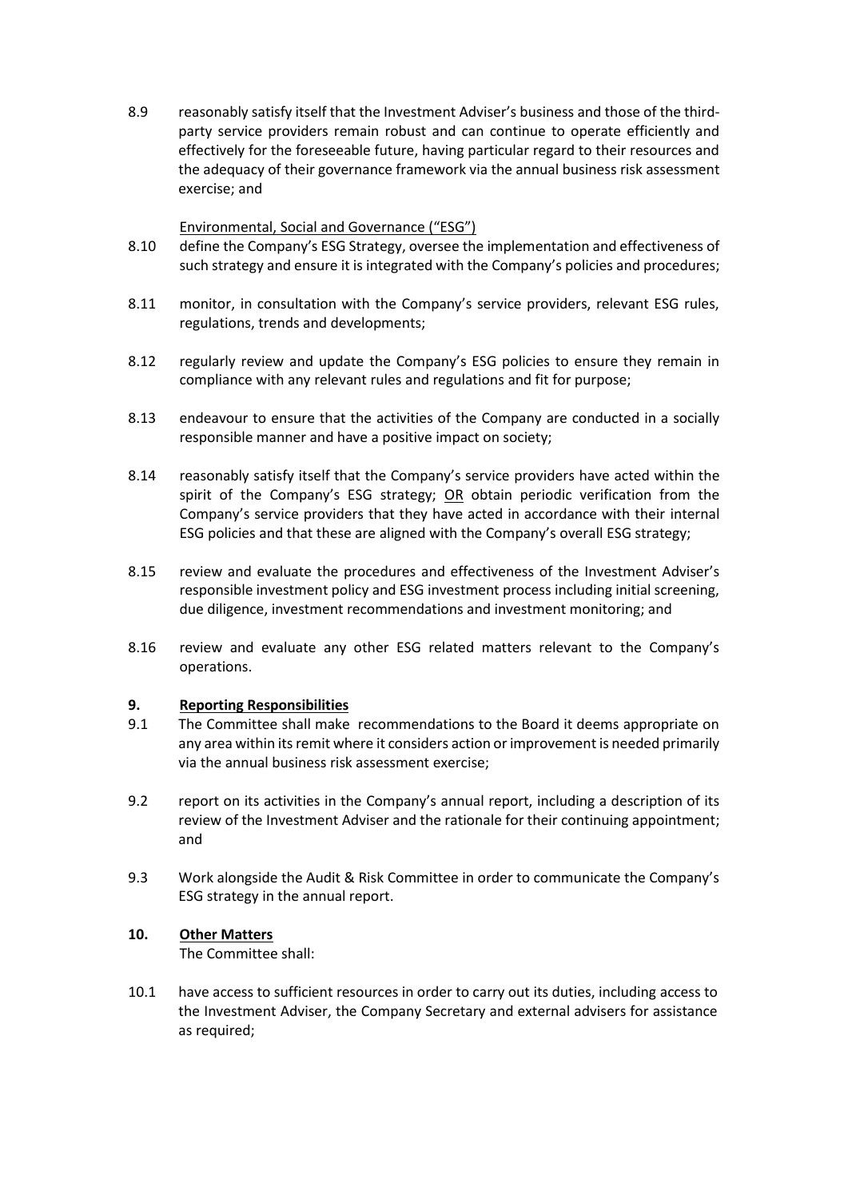8.9 reasonably satisfy itself that the Investment Adviser's business and those of the third-party service providers remain robust and can continue to operate efficiently and effectively for the foreseeable future, having particular regard to their resources and the adequacy of their governance framework via the annual business risk assessment exercise; and

Environmental, Social and Governance ("ESG")

8.10 define the Company's ESG Strategy, oversee the implementation and effectiveness of such strategy and ensure it is integrated with the Company's policies and procedures;

8.11 monitor, in consultation with the Company's service providers, relevant ESG rules, regulations, trends and developments;

8.12 regularly review and update the Company's ESG policies to ensure they remain in compliance with any relevant rules and regulations and fit for purpose;

8.13 endeavour to ensure that the activities of the Company are conducted in a socially responsible manner and have a positive impact on society;

8.14 reasonably satisfy itself that the Company's service providers have acted within the spirit of the Company's ESG strategy; OR obtain periodic verification from the Company's service providers that they have acted in accordance with their internal ESG policies and that these are aligned with the Company's overall ESG strategy;

8.15 review and evaluate the procedures and effectiveness of the Investment Adviser's responsible investment policy and ESG investment process including initial screening, due diligence, investment recommendations and investment monitoring; and

8.16 review and evaluate any other ESG related matters relevant to the Company's operations.

## 9. Reporting Responsibilities

9.1 The Committee shall make recommendations to the Board it deems appropriate on any area within its remit where it considers action or improvement is needed primarily via the annual business risk assessment exercise;

9.2 report on its activities in the Company's annual report, including a description of its review of the Investment Adviser and the rationale for their continuing appointment; and

9.3 Work alongside the Audit & Risk Committee in order to communicate the Company's ESG strategy in the annual report.

## 10. Other Matters

The Committee shall:

10.1 have access to sufficient resources in order to carry out its duties, including access to the Investment Adviser, the Company Secretary and external advisers for assistance as required;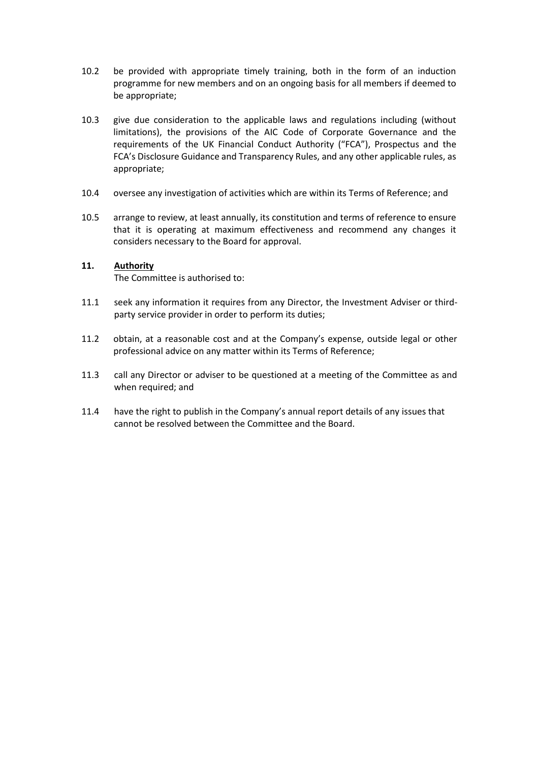10.2 be provided with appropriate timely training, both in the form of an induction programme for new members and on an ongoing basis for all members if deemed to be appropriate;

10.3 give due consideration to the applicable laws and regulations including (without limitations), the provisions of the AIC Code of Corporate Governance and the requirements of the UK Financial Conduct Authority ("FCA"), Prospectus and the FCA's Disclosure Guidance and Transparency Rules, and any other applicable rules, as appropriate;

10.4 oversee any investigation of activities which are within its Terms of Reference; and

10.5 arrange to review, at least annually, its constitution and terms of reference to ensure that it is operating at maximum effectiveness and recommend any changes it considers necessary to the Board for approval.

**11. <u>Authority</u>**

The Committee is authorised to:

11.1 seek any information it requires from any Director, the Investment Adviser or third-party service provider in order to perform its duties;

11.2 obtain, at a reasonable cost and at the Company's expense, outside legal or other professional advice on any matter within its Terms of Reference;

11.3 call any Director or adviser to be questioned at a meeting of the Committee as and when required; and

11.4 have the right to publish in the Company's annual report details of any issues that cannot be resolved between the Committee and the Board.